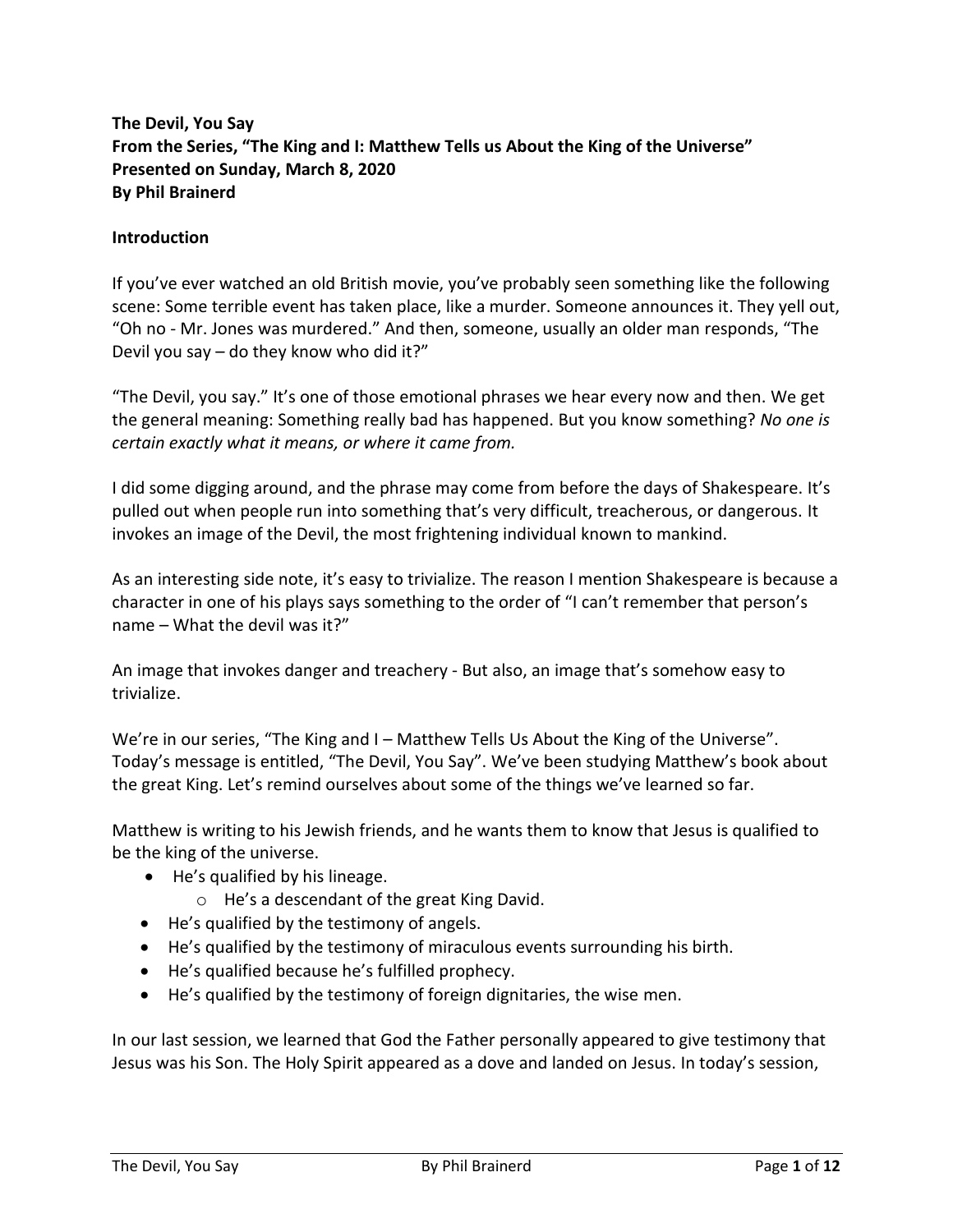**The Devil, You Say**
**From the Series, "The King and I: Matthew Tells us About the King of the Universe"**
**Presented on Sunday, March 8, 2020**
**By Phil Brainerd**

## Introduction

If you've ever watched an old British movie, you've probably seen something like the following scene: Some terrible event has taken place, like a murder. Someone announces it. They yell out, "Oh no - Mr. Jones was murdered." And then, someone, usually an older man responds, "The Devil you say – do they know who did it?"

"The Devil, you say." It's one of those emotional phrases we hear every now and then. We get the general meaning: Something really bad has happened. But you know something? *No one is certain exactly what it means, or where it came from.*

I did some digging around, and the phrase may come from before the days of Shakespeare. It's pulled out when people run into something that's very difficult, treacherous, or dangerous. It invokes an image of the Devil, the most frightening individual known to mankind.

As an interesting side note, it's easy to trivialize. The reason I mention Shakespeare is because a character in one of his plays says something to the order of "I can't remember that person's name – What the devil was it?"

An image that invokes danger and treachery - But also, an image that's somehow easy to trivialize.

We're in our series, "The King and I – Matthew Tells Us About the King of the Universe". Today's message is entitled, "The Devil, You Say". We've been studying Matthew's book about the great King. Let's remind ourselves about some of the things we've learned so far.

Matthew is writing to his Jewish friends, and he wants them to know that Jesus is qualified to be the king of the universe.

- He's qualified by his lineage.
  - He's a descendant of the great King David.
- He's qualified by the testimony of angels.
- He's qualified by the testimony of miraculous events surrounding his birth.
- He's qualified because he's fulfilled prophecy.
- He's qualified by the testimony of foreign dignitaries, the wise men.

In our last session, we learned that God the Father personally appeared to give testimony that Jesus was his Son. The Holy Spirit appeared as a dove and landed on Jesus. In today's session,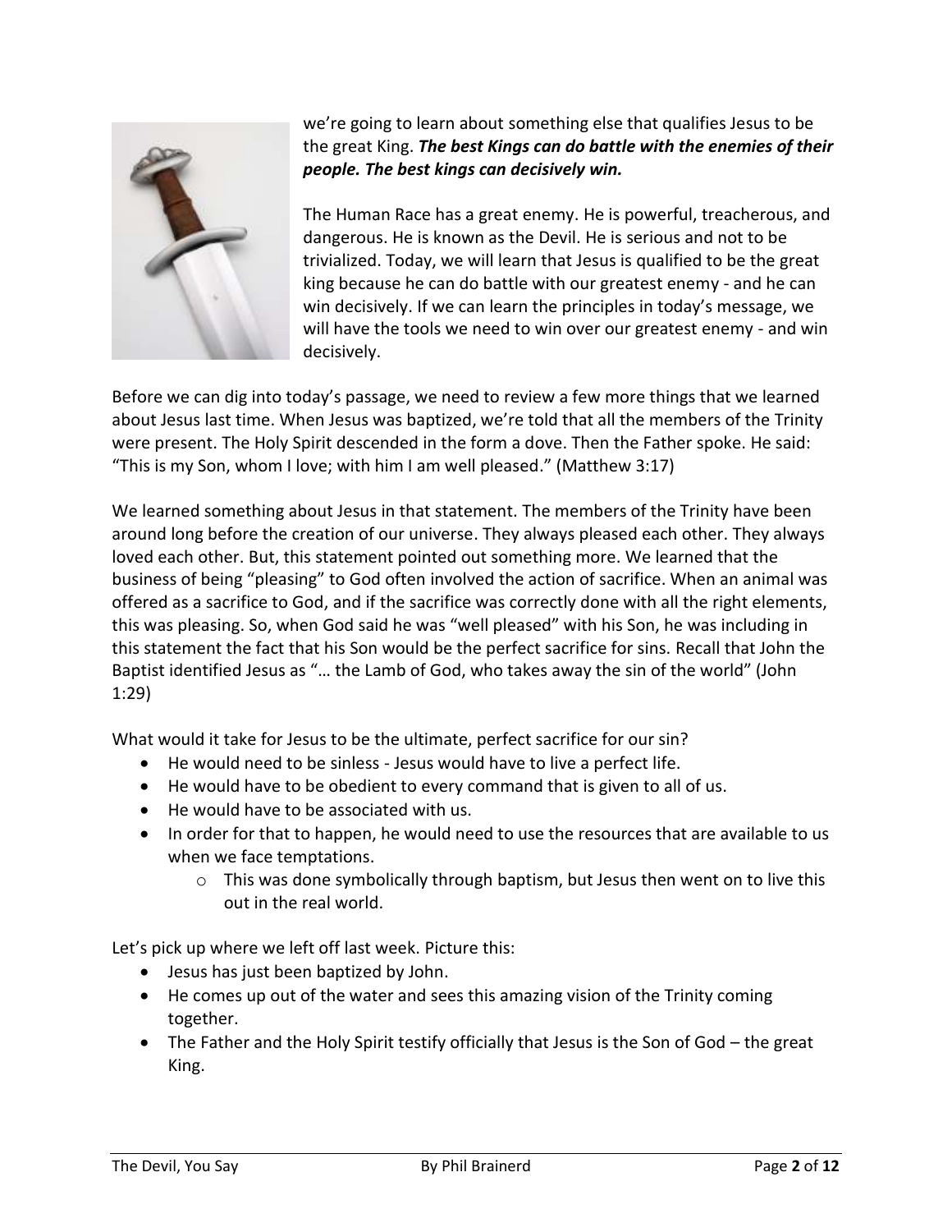we're going to learn about something else that qualifies Jesus to be the great King. ***The best Kings can do battle with the enemies of their people. The best kings can decisively win.***

The Human Race has a great enemy. He is powerful, treacherous, and dangerous. He is known as the Devil. He is serious and not to be trivialized. Today, we will learn that Jesus is qualified to be the great king because he can do battle with our greatest enemy - and he can win decisively. If we can learn the principles in today's message, we will have the tools we need to win over our greatest enemy - and win decisively.

Before we can dig into today's passage, we need to review a few more things that we learned about Jesus last time. When Jesus was baptized, we're told that all the members of the Trinity were present. The Holy Spirit descended in the form a dove. Then the Father spoke. He said: "This is my Son, whom I love; with him I am well pleased." (Matthew 3:17)

We learned something about Jesus in that statement. The members of the Trinity have been around long before the creation of our universe. They always pleased each other. They always loved each other. But, this statement pointed out something more. We learned that the business of being "pleasing" to God often involved the action of sacrifice. When an animal was offered as a sacrifice to God, and if the sacrifice was correctly done with all the right elements, this was pleasing. So, when God said he was "well pleased" with his Son, he was including in this statement the fact that his Son would be the perfect sacrifice for sins. Recall that John the Baptist identified Jesus as "… the Lamb of God, who takes away the sin of the world" (John 1:29)

What would it take for Jesus to be the ultimate, perfect sacrifice for our sin?

- He would need to be sinless - Jesus would have to live a perfect life.
- He would have to be obedient to every command that is given to all of us.
- He would have to be associated with us.
- In order for that to happen, he would need to use the resources that are available to us when we face temptations.
  - This was done symbolically through baptism, but Jesus then went on to live this out in the real world.

Let's pick up where we left off last week. Picture this:

- Jesus has just been baptized by John.
- He comes up out of the water and sees this amazing vision of the Trinity coming together.
- The Father and the Holy Spirit testify officially that Jesus is the Son of God – the great King.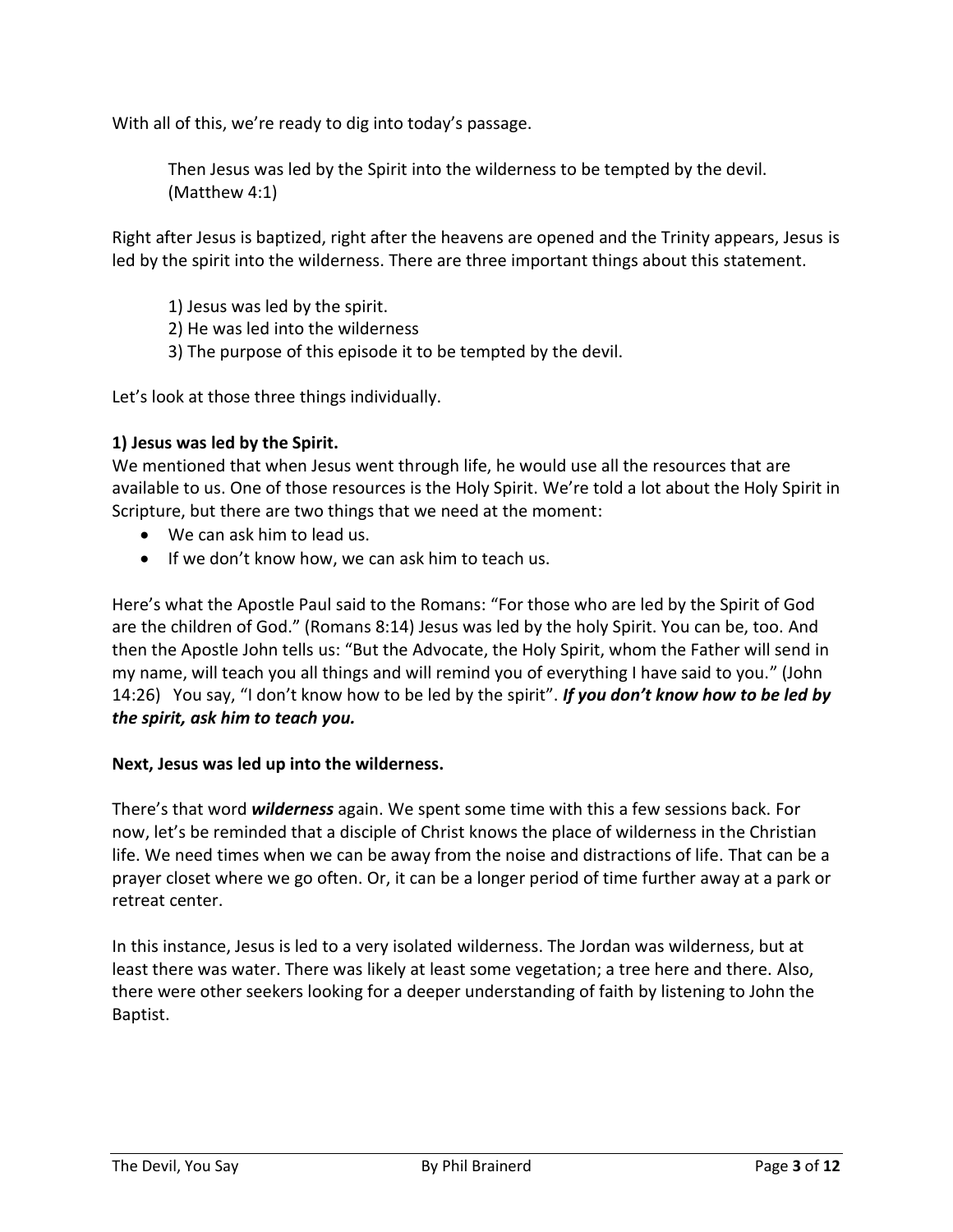With all of this, we're ready to dig into today's passage.

> Then Jesus was led by the Spirit into the wilderness to be tempted by the devil. (Matthew 4:1)

Right after Jesus is baptized, right after the heavens are opened and the Trinity appears, Jesus is led by the spirit into the wilderness. There are three important things about this statement.

> 1) Jesus was led by the spirit.
> 2) He was led into the wilderness
> 3) The purpose of this episode it to be tempted by the devil.

Let's look at those three things individually.

**1) Jesus was led by the Spirit.**

We mentioned that when Jesus went through life, he would use all the resources that are available to us. One of those resources is the Holy Spirit. We're told a lot about the Holy Spirit in Scripture, but there are two things that we need at the moment:

- We can ask him to lead us.
- If we don't know how, we can ask him to teach us.

Here's what the Apostle Paul said to the Romans: "For those who are led by the Spirit of God are the children of God." (Romans 8:14) Jesus was led by the holy Spirit. You can be, too. And then the Apostle John tells us: "But the Advocate, the Holy Spirit, whom the Father will send in my name, will teach you all things and will remind you of everything I have said to you." (John 14:26) You say, "I don't know how to be led by the spirit". ***If you don't know how to be led by the spirit, ask him to teach you.***

**Next, Jesus was led up into the wilderness.**

There's that word ***wilderness*** again. We spent some time with this a few sessions back. For now, let's be reminded that a disciple of Christ knows the place of wilderness in the Christian life. We need times when we can be away from the noise and distractions of life. That can be a prayer closet where we go often. Or, it can be a longer period of time further away at a park or retreat center.

In this instance, Jesus is led to a very isolated wilderness. The Jordan was wilderness, but at least there was water. There was likely at least some vegetation; a tree here and there. Also, there were other seekers looking for a deeper understanding of faith by listening to John the Baptist.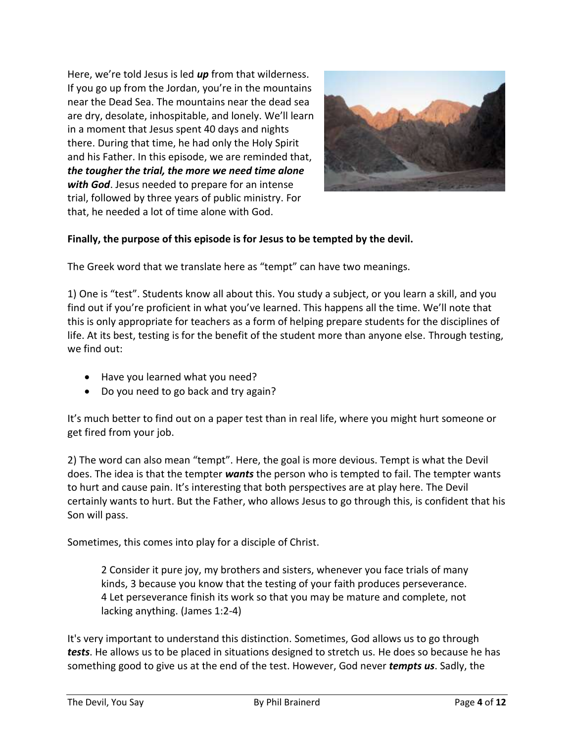Here, we're told Jesus is led ***up*** from that wilderness. If you go up from the Jordan, you're in the mountains near the Dead Sea. The mountains near the dead sea are dry, desolate, inhospitable, and lonely. We'll learn in a moment that Jesus spent 40 days and nights there. During that time, he had only the Holy Spirit and his Father. In this episode, we are reminded that, ***the tougher the trial, the more we need time alone with God***. Jesus needed to prepare for an intense trial, followed by three years of public ministry. For that, he needed a lot of time alone with God.

**Finally, the purpose of this episode is for Jesus to be tempted by the devil.**

The Greek word that we translate here as "tempt" can have two meanings.

1) One is "test". Students know all about this. You study a subject, or you learn a skill, and you find out if you're proficient in what you've learned. This happens all the time. We'll note that this is only appropriate for teachers as a form of helping prepare students for the disciplines of life. At its best, testing is for the benefit of the student more than anyone else. Through testing, we find out:

- Have you learned what you need?
- Do you need to go back and try again?

It's much better to find out on a paper test than in real life, where you might hurt someone or get fired from your job.

2) The word can also mean "tempt". Here, the goal is more devious. Tempt is what the Devil does. The idea is that the tempter ***wants*** the person who is tempted to fail. The tempter wants to hurt and cause pain. It's interesting that both perspectives are at play here. The Devil certainly wants to hurt. But the Father, who allows Jesus to go through this, is confident that his Son will pass.

Sometimes, this comes into play for a disciple of Christ.

> 2 Consider it pure joy, my brothers and sisters, whenever you face trials of many kinds, 3 because you know that the testing of your faith produces perseverance. 4 Let perseverance finish its work so that you may be mature and complete, not lacking anything. (James 1:2-4)

It's very important to understand this distinction. Sometimes, God allows us to go through ***tests***. He allows us to be placed in situations designed to stretch us. He does so because he has something good to give us at the end of the test. However, God never ***tempts us***. Sadly, the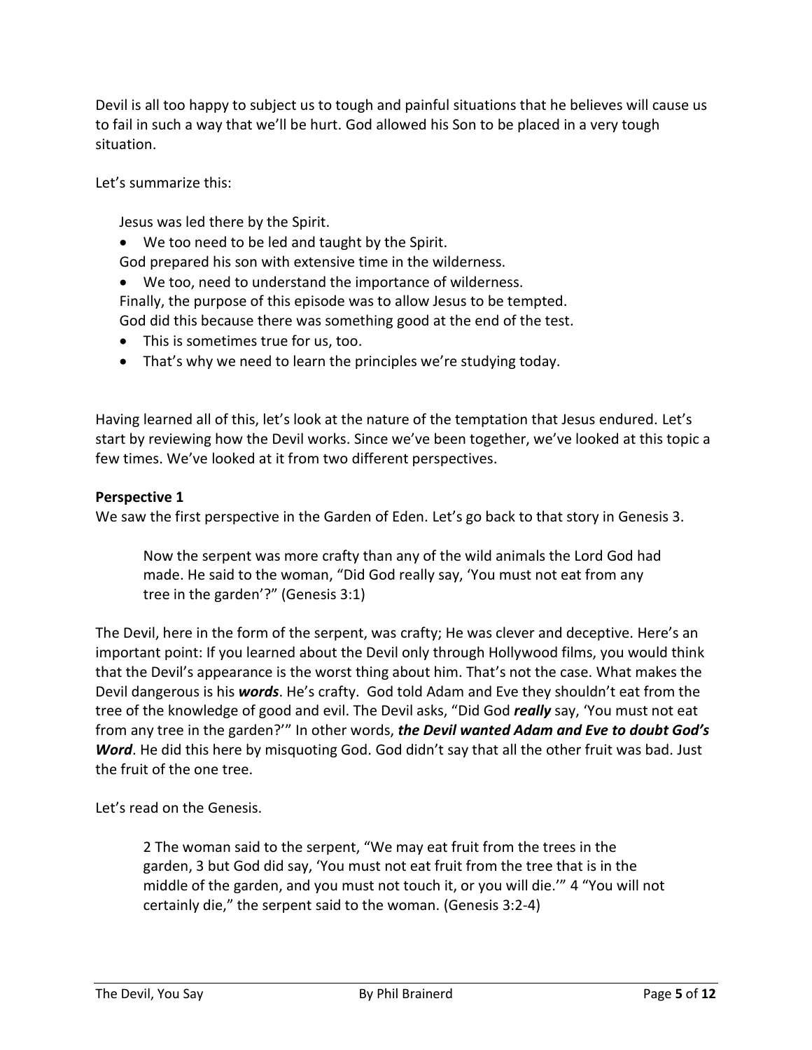Devil is all too happy to subject us to tough and painful situations that he believes will cause us to fail in such a way that we'll be hurt. God allowed his Son to be placed in a very tough situation.

Let's summarize this:

> Jesus was led there by the Spirit.
> - We too need to be led and taught by the Spirit.
>
> God prepared his son with extensive time in the wilderness.
> - We too, need to understand the importance of wilderness.
>
> Finally, the purpose of this episode was to allow Jesus to be tempted.
> God did this because there was something good at the end of the test.
> - This is sometimes true for us, too.
> - That's why we need to learn the principles we're studying today.

Having learned all of this, let's look at the nature of the temptation that Jesus endured. Let's start by reviewing how the Devil works. Since we've been together, we've looked at this topic a few times. We've looked at it from two different perspectives.

**Perspective 1**
We saw the first perspective in the Garden of Eden. Let's go back to that story in Genesis 3.

> Now the serpent was more crafty than any of the wild animals the Lord God had made. He said to the woman, "Did God really say, 'You must not eat from any tree in the garden'?" (Genesis 3:1)

The Devil, here in the form of the serpent, was crafty; He was clever and deceptive. Here's an important point: If you learned about the Devil only through Hollywood films, you would think that the Devil's appearance is the worst thing about him. That's not the case. What makes the Devil dangerous is his ***words***. He's crafty. God told Adam and Eve they shouldn't eat from the tree of the knowledge of good and evil. The Devil asks, "Did God ***really*** say, 'You must not eat from any tree in the garden?'" In other words, ***the Devil wanted Adam and Eve to doubt God's Word***. He did this here by misquoting God. God didn't say that all the other fruit was bad. Just the fruit of the one tree.

Let's read on the Genesis.

> 2 The woman said to the serpent, "We may eat fruit from the trees in the garden, 3 but God did say, 'You must not eat fruit from the tree that is in the middle of the garden, and you must not touch it, or you will die.'" 4 "You will not certainly die," the serpent said to the woman. (Genesis 3:2-4)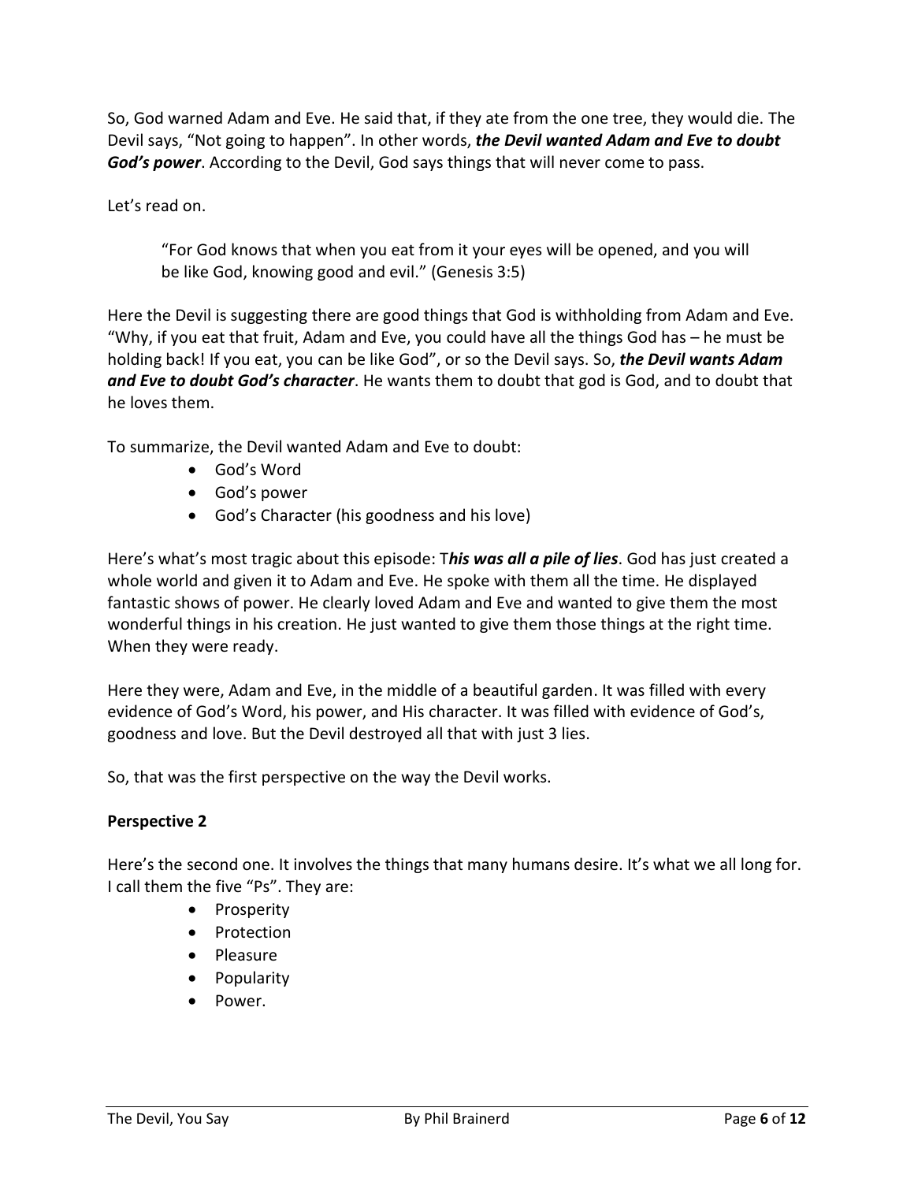So, God warned Adam and Eve. He said that, if they ate from the one tree, they would die. The Devil says, "Not going to happen". In other words, ***the Devil wanted Adam and Eve to doubt God's power***. According to the Devil, God says things that will never come to pass.

Let's read on.

> "For God knows that when you eat from it your eyes will be opened, and you will be like God, knowing good and evil." (Genesis 3:5)

Here the Devil is suggesting there are good things that God is withholding from Adam and Eve. "Why, if you eat that fruit, Adam and Eve, you could have all the things God has – he must be holding back! If you eat, you can be like God", or so the Devil says. So, ***the Devil wants Adam and Eve to doubt God's character***. He wants them to doubt that god is God, and to doubt that he loves them.

To summarize, the Devil wanted Adam and Eve to doubt:

- God's Word
- God's power
- God's Character (his goodness and his love)

Here's what's most tragic about this episode: T***his was all a pile of lies***. God has just created a whole world and given it to Adam and Eve. He spoke with them all the time. He displayed fantastic shows of power. He clearly loved Adam and Eve and wanted to give them the most wonderful things in his creation. He just wanted to give them those things at the right time. When they were ready.

Here they were, Adam and Eve, in the middle of a beautiful garden. It was filled with every evidence of God's Word, his power, and His character. It was filled with evidence of God's, goodness and love. But the Devil destroyed all that with just 3 lies.

So, that was the first perspective on the way the Devil works.

**Perspective 2**

Here's the second one. It involves the things that many humans desire. It's what we all long for. I call them the five "Ps". They are:

- Prosperity
- Protection
- Pleasure
- Popularity
- Power.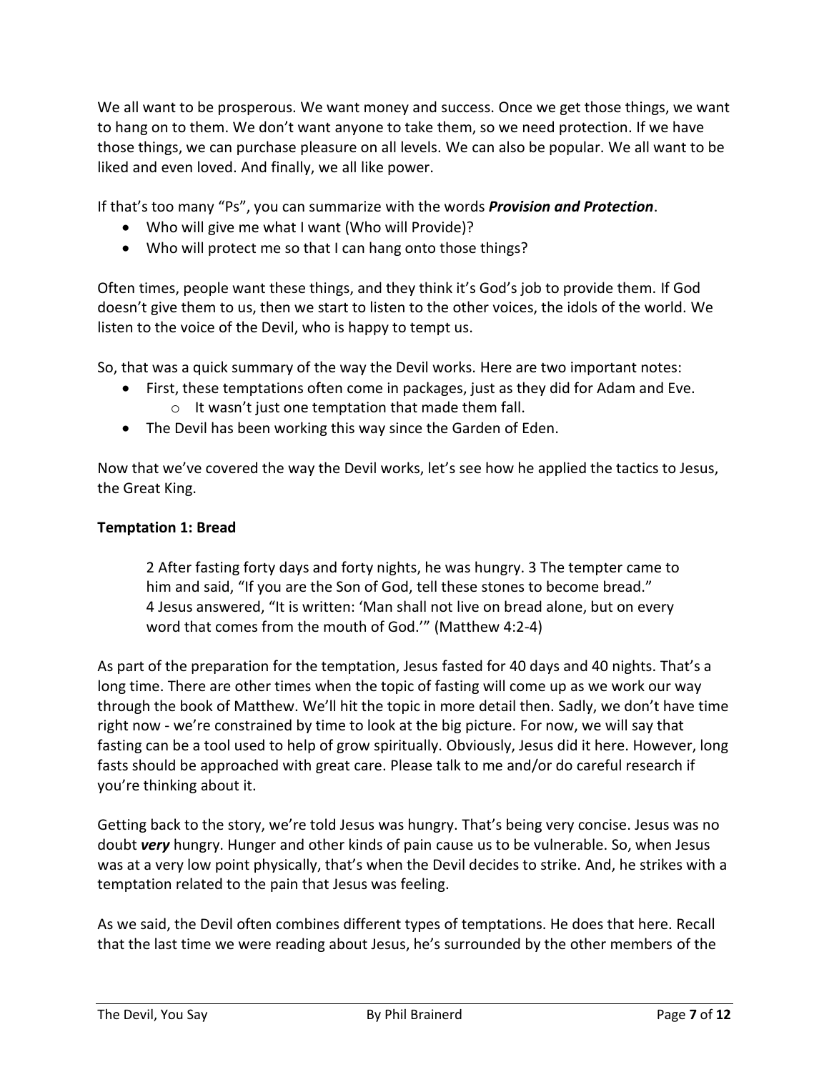We all want to be prosperous. We want money and success. Once we get those things, we want to hang on to them. We don't want anyone to take them, so we need protection. If we have those things, we can purchase pleasure on all levels. We can also be popular. We all want to be liked and even loved. And finally, we all like power.

If that's too many "Ps", you can summarize with the words ***Provision and Protection***.

- Who will give me what I want (Who will Provide)?
- Who will protect me so that I can hang onto those things?

Often times, people want these things, and they think it's God's job to provide them. If God doesn't give them to us, then we start to listen to the other voices, the idols of the world. We listen to the voice of the Devil, who is happy to tempt us.

So, that was a quick summary of the way the Devil works. Here are two important notes:

- First, these temptations often come in packages, just as they did for Adam and Eve.
  - It wasn't just one temptation that made them fall.
- The Devil has been working this way since the Garden of Eden.

Now that we've covered the way the Devil works, let's see how he applied the tactics to Jesus, the Great King.

**Temptation 1: Bread**

> 2 After fasting forty days and forty nights, he was hungry. 3 The tempter came to him and said, "If you are the Son of God, tell these stones to become bread." 4 Jesus answered, "It is written: 'Man shall not live on bread alone, but on every word that comes from the mouth of God.'" (Matthew 4:2-4)

As part of the preparation for the temptation, Jesus fasted for 40 days and 40 nights. That's a long time. There are other times when the topic of fasting will come up as we work our way through the book of Matthew. We'll hit the topic in more detail then. Sadly, we don't have time right now - we're constrained by time to look at the big picture. For now, we will say that fasting can be a tool used to help of grow spiritually. Obviously, Jesus did it here. However, long fasts should be approached with great care. Please talk to me and/or do careful research if you're thinking about it.

Getting back to the story, we're told Jesus was hungry. That's being very concise. Jesus was no doubt ***very*** hungry. Hunger and other kinds of pain cause us to be vulnerable. So, when Jesus was at a very low point physically, that's when the Devil decides to strike. And, he strikes with a temptation related to the pain that Jesus was feeling.

As we said, the Devil often combines different types of temptations. He does that here. Recall that the last time we were reading about Jesus, he's surrounded by the other members of the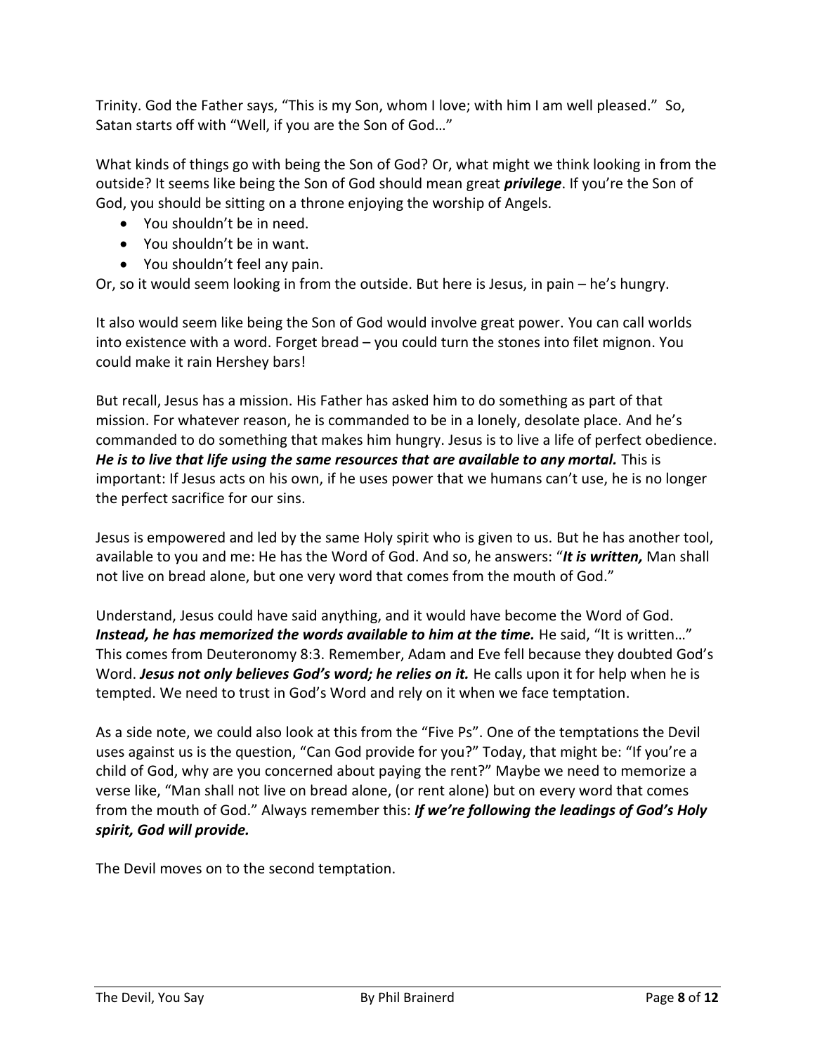Trinity. God the Father says, "This is my Son, whom I love; with him I am well pleased." So, Satan starts off with "Well, if you are the Son of God…"

What kinds of things go with being the Son of God? Or, what might we think looking in from the outside? It seems like being the Son of God should mean great ***privilege***. If you're the Son of God, you should be sitting on a throne enjoying the worship of Angels.

- You shouldn't be in need.
- You shouldn't be in want.
- You shouldn't feel any pain.

Or, so it would seem looking in from the outside. But here is Jesus, in pain – he's hungry.

It also would seem like being the Son of God would involve great power. You can call worlds into existence with a word. Forget bread – you could turn the stones into filet mignon. You could make it rain Hershey bars!

But recall, Jesus has a mission. His Father has asked him to do something as part of that mission. For whatever reason, he is commanded to be in a lonely, desolate place. And he's commanded to do something that makes him hungry. Jesus is to live a life of perfect obedience. ***He is to live that life using the same resources that are available to any mortal.*** This is important: If Jesus acts on his own, if he uses power that we humans can't use, he is no longer the perfect sacrifice for our sins.

Jesus is empowered and led by the same Holy spirit who is given to us. But he has another tool, available to you and me: He has the Word of God. And so, he answers: "***It is written,*** Man shall not live on bread alone, but one very word that comes from the mouth of God."

Understand, Jesus could have said anything, and it would have become the Word of God. ***Instead, he has memorized the words available to him at the time.*** He said, "It is written…" This comes from Deuteronomy 8:3. Remember, Adam and Eve fell because they doubted God's Word. ***Jesus not only believes God's word; he relies on it.*** He calls upon it for help when he is tempted. We need to trust in God's Word and rely on it when we face temptation.

As a side note, we could also look at this from the "Five Ps". One of the temptations the Devil uses against us is the question, "Can God provide for you?" Today, that might be: "If you're a child of God, why are you concerned about paying the rent?" Maybe we need to memorize a verse like, "Man shall not live on bread alone, (or rent alone) but on every word that comes from the mouth of God." Always remember this: ***If we're following the leadings of God's Holy spirit, God will provide.***

The Devil moves on to the second temptation.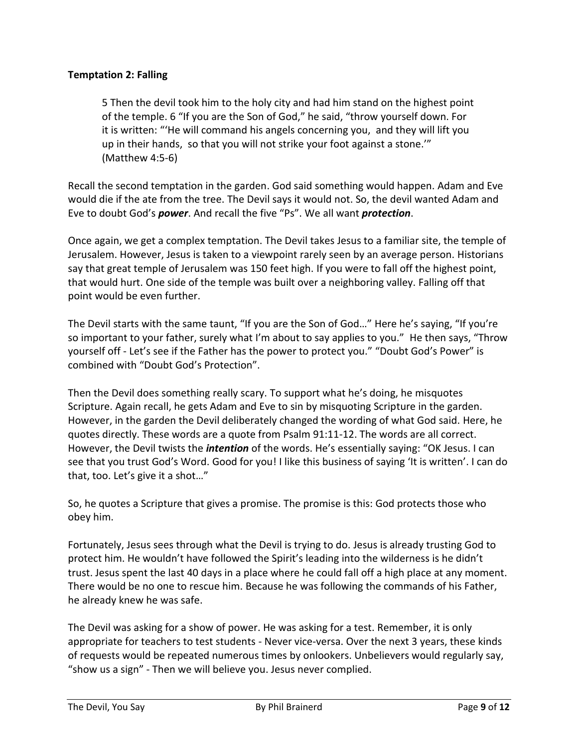**Temptation 2: Falling**

> 5 Then the devil took him to the holy city and had him stand on the highest point of the temple. 6 "If you are the Son of God," he said, "throw yourself down. For it is written: "'He will command his angels concerning you, and they will lift you up in their hands, so that you will not strike your foot against a stone.'" (Matthew 4:5-6)

Recall the second temptation in the garden. God said something would happen. Adam and Eve would die if the ate from the tree. The Devil says it would not. So, the devil wanted Adam and Eve to doubt God's ***power***. And recall the five "Ps". We all want ***protection***.

Once again, we get a complex temptation. The Devil takes Jesus to a familiar site, the temple of Jerusalem. However, Jesus is taken to a viewpoint rarely seen by an average person. Historians say that great temple of Jerusalem was 150 feet high. If you were to fall off the highest point, that would hurt. One side of the temple was built over a neighboring valley. Falling off that point would be even further.

The Devil starts with the same taunt, "If you are the Son of God…" Here he's saying, "If you're so important to your father, surely what I'm about to say applies to you." He then says, "Throw yourself off - Let's see if the Father has the power to protect you." "Doubt God's Power" is combined with "Doubt God's Protection".

Then the Devil does something really scary. To support what he's doing, he misquotes Scripture. Again recall, he gets Adam and Eve to sin by misquoting Scripture in the garden. However, in the garden the Devil deliberately changed the wording of what God said. Here, he quotes directly. These words are a quote from Psalm 91:11-12. The words are all correct. However, the Devil twists the ***intention*** of the words. He's essentially saying: "OK Jesus. I can see that you trust God's Word. Good for you! I like this business of saying 'It is written'. I can do that, too. Let's give it a shot…"

So, he quotes a Scripture that gives a promise. The promise is this: God protects those who obey him.

Fortunately, Jesus sees through what the Devil is trying to do. Jesus is already trusting God to protect him. He wouldn't have followed the Spirit's leading into the wilderness is he didn't trust. Jesus spent the last 40 days in a place where he could fall off a high place at any moment. There would be no one to rescue him. Because he was following the commands of his Father, he already knew he was safe.

The Devil was asking for a show of power. He was asking for a test. Remember, it is only appropriate for teachers to test students - Never vice-versa. Over the next 3 years, these kinds of requests would be repeated numerous times by onlookers. Unbelievers would regularly say, "show us a sign" - Then we will believe you. Jesus never complied.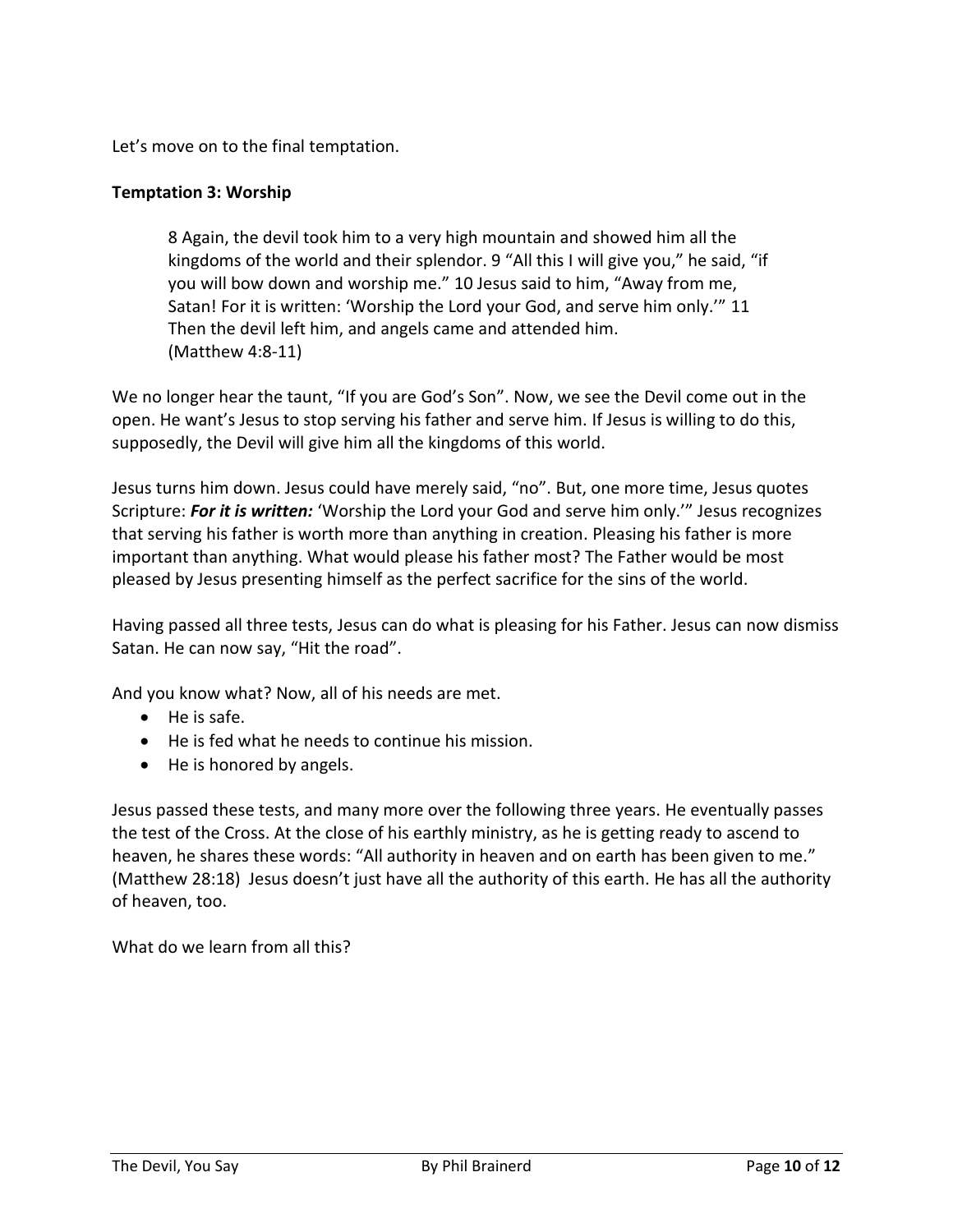Let’s move on to the final temptation.

**Temptation 3: Worship**

> 8 Again, the devil took him to a very high mountain and showed him all the kingdoms of the world and their splendor. 9 “All this I will give you,” he said, “if you will bow down and worship me.” 10 Jesus said to him, “Away from me, Satan! For it is written: ‘Worship the Lord your God, and serve him only.’” 11 Then the devil left him, and angels came and attended him.
> (Matthew 4:8-11)

We no longer hear the taunt, “If you are God’s Son”. Now, we see the Devil come out in the open. He want’s Jesus to stop serving his father and serve him. If Jesus is willing to do this, supposedly, the Devil will give him all the kingdoms of this world.

Jesus turns him down. Jesus could have merely said, “no”. But, one more time, Jesus quotes Scripture: ***For it is written:*** ‘Worship the Lord your God and serve him only.’” Jesus recognizes that serving his father is worth more than anything in creation. Pleasing his father is more important than anything. What would please his father most? The Father would be most pleased by Jesus presenting himself as the perfect sacrifice for the sins of the world.

Having passed all three tests, Jesus can do what is pleasing for his Father. Jesus can now dismiss Satan. He can now say, “Hit the road”.

And you know what? Now, all of his needs are met.

- He is safe.
- He is fed what he needs to continue his mission.
- He is honored by angels.

Jesus passed these tests, and many more over the following three years. He eventually passes the test of the Cross. At the close of his earthly ministry, as he is getting ready to ascend to heaven, he shares these words: “All authority in heaven and on earth has been given to me.” (Matthew 28:18) Jesus doesn’t just have all the authority of this earth. He has all the authority of heaven, too.

What do we learn from all this?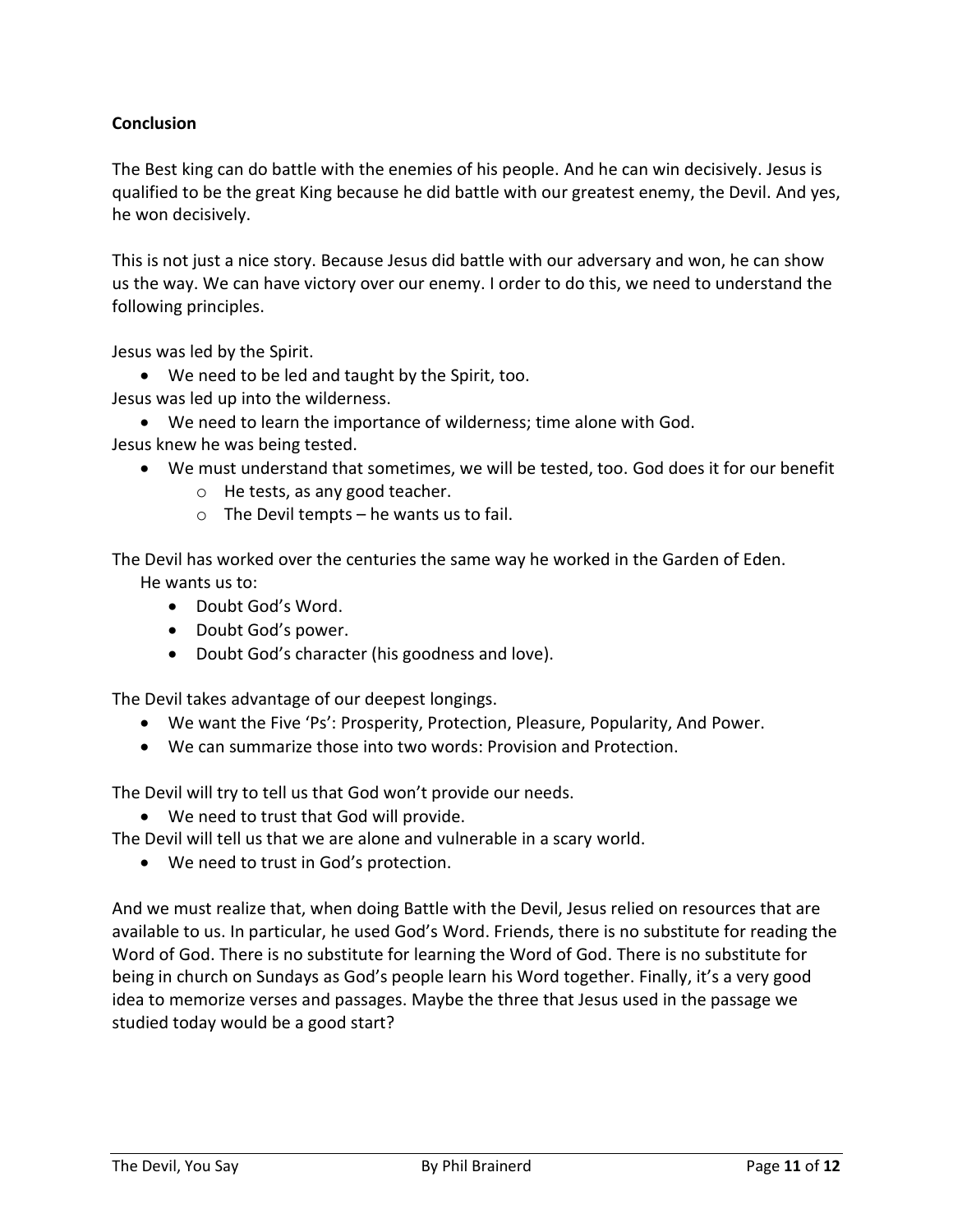**Conclusion**

The Best king can do battle with the enemies of his people. And he can win decisively. Jesus is qualified to be the great King because he did battle with our greatest enemy, the Devil. And yes, he won decisively.

This is not just a nice story. Because Jesus did battle with our adversary and won, he can show us the way. We can have victory over our enemy. I order to do this, we need to understand the following principles.

Jesus was led by the Spirit.

- We need to be led and taught by the Spirit, too.

Jesus was led up into the wilderness.

- We need to learn the importance of wilderness; time alone with God.

Jesus knew he was being tested.

- We must understand that sometimes, we will be tested, too. God does it for our benefit
  - He tests, as any good teacher.
  - The Devil tempts – he wants us to fail.

The Devil has worked over the centuries the same way he worked in the Garden of Eden.
He wants us to:

- Doubt God's Word.
- Doubt God's power.
- Doubt God's character (his goodness and love).

The Devil takes advantage of our deepest longings.

- We want the Five 'Ps': Prosperity, Protection, Pleasure, Popularity, And Power.
- We can summarize those into two words: Provision and Protection.

The Devil will try to tell us that God won't provide our needs.

- We need to trust that God will provide.

The Devil will tell us that we are alone and vulnerable in a scary world.

- We need to trust in God's protection.

And we must realize that, when doing Battle with the Devil, Jesus relied on resources that are available to us. In particular, he used God's Word. Friends, there is no substitute for reading the Word of God. There is no substitute for learning the Word of God. There is no substitute for being in church on Sundays as God's people learn his Word together. Finally, it's a very good idea to memorize verses and passages. Maybe the three that Jesus used in the passage we studied today would be a good start?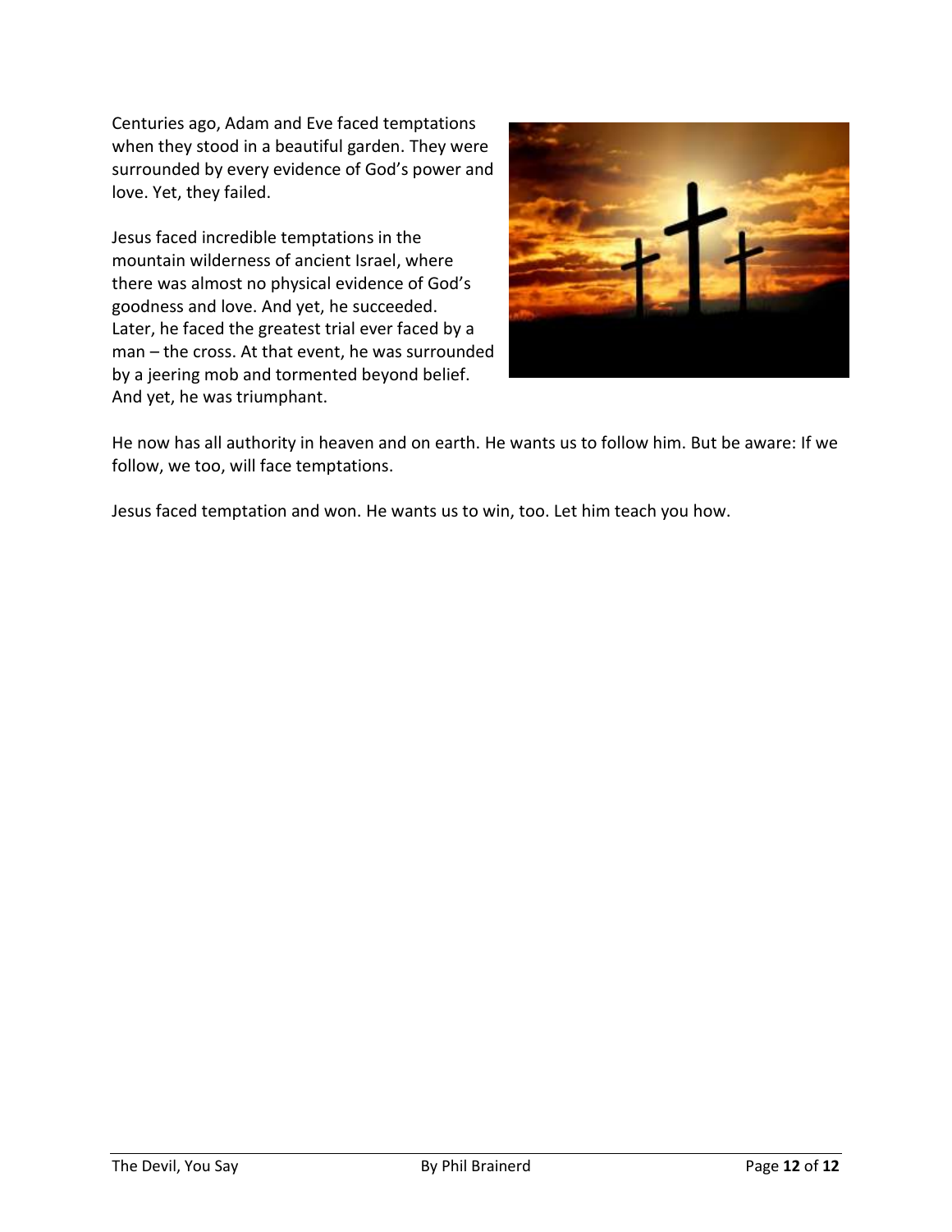Centuries ago, Adam and Eve faced temptations when they stood in a beautiful garden. They were surrounded by every evidence of God's power and love. Yet, they failed.

Jesus faced incredible temptations in the mountain wilderness of ancient Israel, where there was almost no physical evidence of God's goodness and love. And yet, he succeeded. Later, he faced the greatest trial ever faced by a man – the cross. At that event, he was surrounded by a jeering mob and tormented beyond belief. And yet, he was triumphant.

He now has all authority in heaven and on earth. He wants us to follow him. But be aware: If we follow, we too, will face temptations.

Jesus faced temptation and won. He wants us to win, too. Let him teach you how.